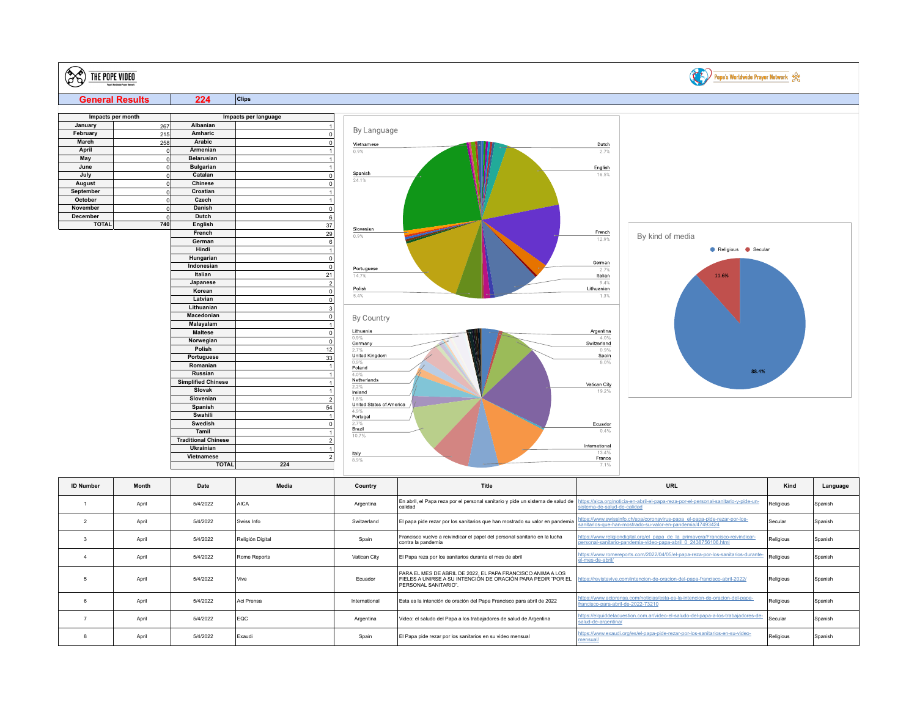THE POPE VIDEO

Pope's Worldwide Prayer Network

## General Results 224 Clips

| Impacts per month | |
|---|---|
| January | 267 |
| February | 215 |
| March | 258 |
| April | 0 |
| May | 0 |
| June | 0 |
| July | 0 |
| August | 0 |
| September | 0 |
| October | 0 |
| November | 0 |
| December | 0 |
| TOTAL | 740 |

| Impacts per language | |
|---|---|
| Albanian | 1 |
| Amharic | 0 |
| Arabic | 0 |
| Armenian | 1 |
| Belarusian | 1 |
| Bulgarian | 1 |
| Catalan | 0 |
| Chinese | 0 |
| Croatian | 1 |
| Czech | 1 |
| Danish | 0 |
| Dutch | 6 |
| English | 37 |
| French | 29 |
| German | 6 |
| Hindi | 1 |
| Hungarian | 0 |
| Indonesian | 0 |
| Italian | 21 |
| Japanese | 2 |
| Korean | 0 |
| Latvian | 0 |
| Lithuanian | 3 |
| Macedonian | 0 |
| Malayalam | 1 |
| Maltese | 0 |
| Norwegian | 0 |
| Polish | 12 |
| Portuguese | 33 |
| Romanian | 1 |
| Russian | 1 |
| Simplified Chinese | 1 |
| Slovak | 1 |
| Slovenian | 2 |
| Spanish | 54 |
| Swahili | 1 |
| Swedish | 0 |
| Tamil | 1 |
| Traditional Chinese | 2 |
| Ukrainian | 1 |
| Vietnamese | 2 |
| TOTAL | 224 |

By Language: Vietnamese 0.9%, Dutch 2.7%, English 16.5%, Spanish 24.1%, Slovenian 0.9%, French 12.9%, German 2.7%, Portuguese 14.7%, Italian 9.4%, Polish 5.4%, Lithuanian 1.3%

By Country: Lithuania 0.9%, Argentina 4.0%, Germany 2.7%, Switzerland 0.9%, United Kingdom 0.9%, Spain 8.0%, Poland 4.0%, Netherlands 2.2%, Vatican City 19.2%, Ireland 1.8%, United States of America 4.9%, Portugal 2.7%, Ecuador 0.4%, Brazil 10.7%, International 13.4%, Italy 8.9%, France 7.1%

By kind of media: Religious 88.4%, Secular 11.6%

| ID Number | Month | Date | Media | Country | Title | URL | Kind | Language |
|---|---|---|---|---|---|---|---|---|
| 1 | April | 5/4/2022 | AICA | Argentina | En abril, el Papa reza por el personal sanitario y pide un sistema de salud de calidad | https://aica.org/noticia-en-abril-el-papa-reza-por-el-personal-sanitario-y-pide-un-sistema-de-salud-de-calidad | Religious | Spanish |
| 2 | April | 5/4/2022 | Swiss Info | Switzerland | El papa pide rezar por los sanitarios que han mostrado su valor en pandemia | https://www.swissinfo.ch/spa/coronavirus-papa_el-papa-pide-rezar-por-los-sanitarios-que-han-mostrado-su-valor-en-pandemia/47493424 | Secular | Spanish |
| 3 | April | 5/4/2022 | Religión Digital | Spain | Francisco vuelve a reivindicar el papel del personal sanitario en la lucha contra la pandemia | https://www.religiondigital.org/el_papa_de_la_primavera/Francisco-reivindicar-personal-sanitario-pandemia-video-papa-abril_0_2438756106.html | Religious | Spanish |
| 4 | April | 5/4/2022 | Rome Reports | Vatican City | El Papa reza por los sanitarios durante el mes de abril | https://www.romereports.com/2022/04/05/el-papa-reza-por-los-sanitarios-durante-el-mes-de-abril/ | Religious | Spanish |
| 5 | April | 5/4/2022 | Vive | Ecuador | PARA EL MES DE ABRIL DE 2022, EL PAPA FRANCISCO ANIMA A LOS FIELES A UNIRSE A SU INTENCIÓN DE ORACIÓN PARA PEDIR "POR EL PERSONAL SANITARIO". | https://revistavive.com/intencion-de-oracion-del-papa-francisco-abril-2022/ | Religious | Spanish |
| 6 | April | 5/4/2022 | Aci Prensa | International | Esta es la intención de oración del Papa Francisco para abril de 2022 | https://www.aciprensa.com/noticias/esta-es-la-intencion-de-oracion-del-papa-francisco-para-abril-de-2022-73210 | Religious | Spanish |
| 7 | April | 5/4/2022 | EQC | Argentina | Video: el saludo del Papa a los trabajadores de salud de Argentina | https://elquiddelacuestion.com.ar/video-el-saludo-del-papa-a-los-trabajadores-de-salud-de-argentina/ | Secular | Spanish |
| 8 | April | 5/4/2022 | Exaudi | Spain | El Papa pide rezar por los sanitarios en su video mensual | https://www.exaudi.org/es/el-papa-pide-rezar-por-los-sanitarios-en-su-video-mensual/ | Religious | Spanish |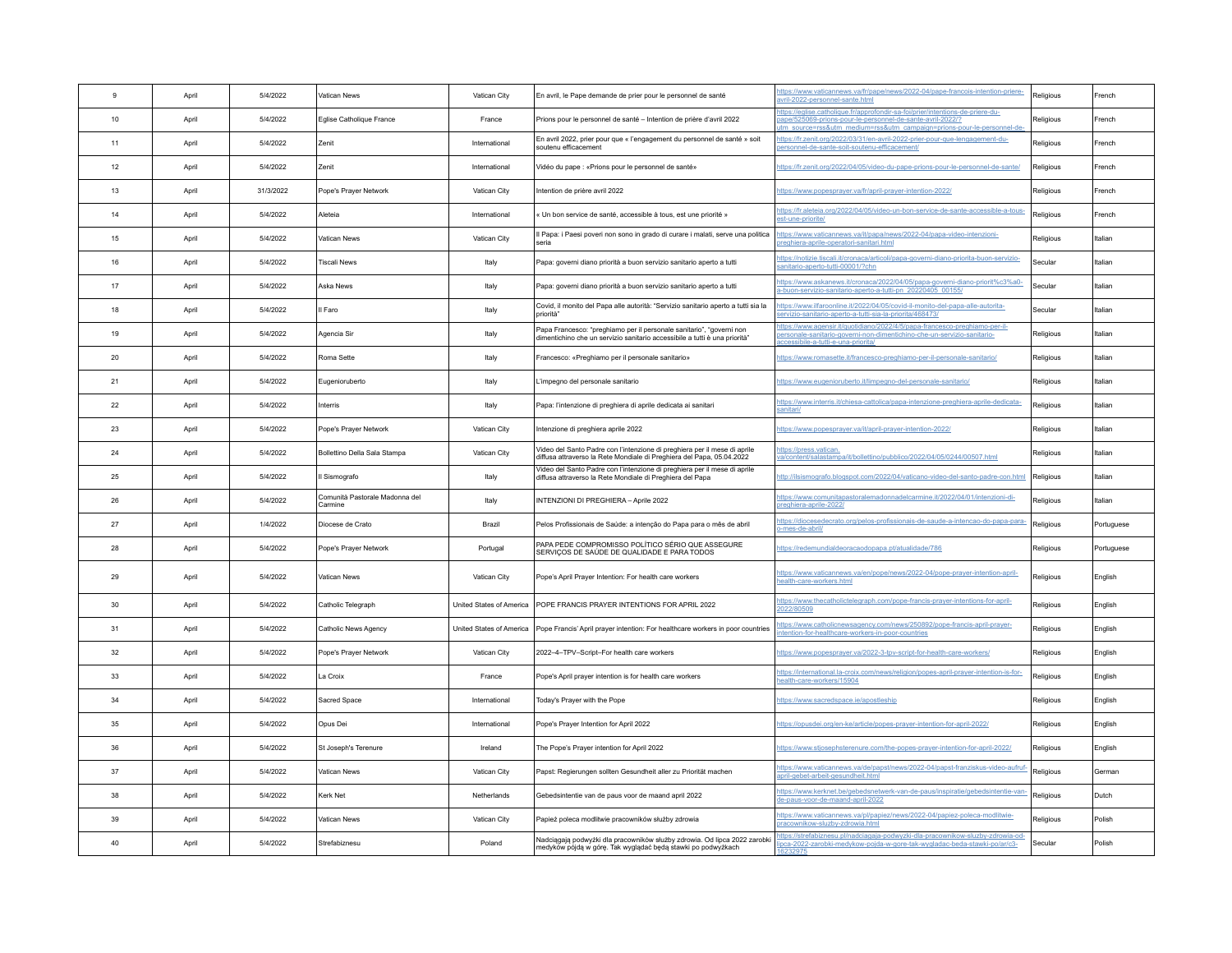| 9 | April | 5/4/2022 | Vatican News | Vatican City | En avril, le Pape demande de prier pour le personnel de santé | https://www.vaticannews.va/fr/pape/news/2022-04/pape-francois-intention-priere-avril-2022-personnel-sante.html | Religious | French |
|---|---|---|---|---|---|---|---|---|
| 10 | April | 5/4/2022 | Eglise Catholique France | France | Prions pour le personnel de santé – Intention de prière d'avril 2022 | https://eglise.catholique.fr/approfondir-sa-foi/prier/intentions-de-priere-du-pape/525069-prions-pour-le-personnel-de-sante-avril-2022/?utm_source=rss&utm_medium=rss&utm_campaign=prions-pour-le-personnel-de- | Religious | French |
| 11 | April | 5/4/2022 | Zenit | International | En avril 2022, prier pour que « l'engagement du personnel de santé » soit soutenu efficacement | https://fr.zenit.org/2022/03/31/en-avril-2022-prier-pour-que-lengagement-du-personnel-de-sante-soit-soutenu-efficacement/ | Religious | French |
| 12 | April | 5/4/2022 | Zenit | International | Vidéo du pape : «Prions pour le personnel de santé» | https://fr.zenit.org/2022/04/05/video-du-pape-prions-pour-le-personnel-de-sante/ | Religious | French |
| 13 | April | 31/3/2022 | Pope's Prayer Network | Vatican City | Intention de prière avril 2022 | https://www.popesprayer.va/fr/april-prayer-intention-2022/ | Religious | French |
| 14 | April | 5/4/2022 | Aleteia | International | « Un bon service de santé, accessible à tous, est une priorité » | https://fr.aleteia.org/2022/04/05/video-un-bon-service-de-sante-accessible-a-tous-est-une-priorite/ | Religious | French |
| 15 | April | 5/4/2022 | Vatican News | Vatican City | Il Papa: i Paesi poveri non sono in grado di curare i malati, serve una politica seria | https://www.vaticannews.va/it/papa/news/2022-04/papa-video-intenzioni-preghiera-aprile-operatori-sanitari.html | Religious | Italian |
| 16 | April | 5/4/2022 | Tiscali News | Italy | Papa: governi diano priorità a buon servizio sanitario aperto a tutti | https://notizie.tiscali.it/cronaca/articoli/papa-governi-diano-priorita-buon-servizio-sanitario-aperto-tutti-00001/?chn | Secular | Italian |
| 17 | April | 5/4/2022 | Aska News | Italy | Papa: governi diano priorità a buon servizio sanitario aperto a tutti | https://www.askanews.it/cronaca/2022/04/05/papa-governi-diano-priorit%c3%a0-a-buon-servizio-sanitario-aperto-a-tutti-pn_20220405_00155/ | Secular | Italian |
| 18 | April | 5/4/2022 | Il Faro | Italy | Covid, il monito del Papa alle autorità: "Servizio sanitario aperto a tutti sia la priorità" | https://www.ilfaroonline.it/2022/04/05/covid-il-monito-del-papa-alle-autorita-servizio-sanitario-aperto-a-tutti-sia-la-priorita/468473/ | Secular | Italian |
| 19 | April | 5/4/2022 | Agencia Sir | Italy | Papa Francesco: "preghiamo per il personale sanitario", "governi non dimentichino che un servizio sanitario accessibile a tutti è una priorità" | https://www.agensir.it/quotidiano/2022/4/5/papa-francesco-preghiamo-per-il-personale-sanitario-governi-non-dimentichino-che-un-servizio-sanitario-accessibile-a-tutti-e-una-priorita/ | Religious | Italian |
| 20 | April | 5/4/2022 | Roma Sette | Italy | Francesco: «Preghiamo per il personale sanitario» | https://www.romasette.it/francesco-preghiamo-per-il-personale-sanitario/ | Religious | Italian |
| 21 | April | 5/4/2022 | Eugenioruberto | Italy | L'impegno del personale sanitario | https://www.eugenioruberto.it/limpegno-del-personale-sanitario/ | Religious | Italian |
| 22 | April | 5/4/2022 | Interris | Italy | Papa: l'intenzione di preghiera di aprile dedicata ai sanitari | https://www.interris.it/chiesa-cattolica/papa-intenzione-preghiera-aprile-dedicata-sanitari/ | Religious | Italian |
| 23 | April | 5/4/2022 | Pope's Prayer Network | Vatican City | Intenzione di preghiera aprile 2022 | https://www.popesprayer.va/it/april-prayer-intention-2022/ | Religious | Italian |
| 24 | April | 5/4/2022 | Bollettino Della Sala Stampa | Vatican City | Video del Santo Padre con l'intenzione di preghiera per il mese di aprile diffusa attraverso la Rete Mondiale di Preghiera del Papa, 05.04.2022 | https://press.vatican.va/content/salastampa/it/bollettino/pubblico/2022/04/05/0244/00507.html | Religious | Italian |
| 25 | April | 5/4/2022 | Il Sismografo | Italy | Video del Santo Padre con l'intenzione di preghiera per il mese di aprile diffusa attraverso la Rete Mondiale di Preghiera del Papa | http://ilsismografo.blogspot.com/2022/04/vaticano-video-del-santo-padre-con.html | Religious | Italian |
| 26 | April | 5/4/2022 | Comunità Pastorale Madonna del Carmine | Italy | INTENZIONI DI PREGHIERA – Aprile 2022 | https://www.comunitapastoralemadonnadelcarmine.it/2022/04/01/intenzioni-di-preghiera-aprile-2022/ | Religious | Italian |
| 27 | April | 1/4/2022 | Diocese de Crato | Brazil | Pelos Profissionais de Saúde: a intenção do Papa para o mês de abril | https://diocesedecrato.org/pelos-profissionais-de-saude-a-intencao-do-papa-para-o-mes-de-abril/ | Religious | Portuguese |
| 28 | April | 5/4/2022 | Pope's Prayer Network | Portugal | PAPA PEDE COMPROMISSO POLÍTICO SÉRIO QUE ASSEGURE SERVIÇOS DE SAÚDE DE QUALIDADE E PARA TODOS | https://redemundialdeoracaodopapa.pt/atualidade/786 | Religious | Portuguese |
| 29 | April | 5/4/2022 | Vatican News | Vatican City | Pope's April Prayer Intention: For health care workers | https://www.vaticannews.va/en/pope/news/2022-04/pope-prayer-intention-april-health-care-workers.html | Religious | English |
| 30 | April | 5/4/2022 | Catholic Telegraph | United States of America | POPE FRANCIS PRAYER INTENTIONS FOR APRIL 2022 | https://www.thecatholictelegraph.com/pope-francis-prayer-intentions-for-april-2022/80509 | Religious | English |
| 31 | April | 5/4/2022 | Catholic News Agency | United States of America | Pope Francis' April prayer intention: For healthcare workers in poor countries | https://www.catholicnewsagency.com/news/250892/pope-francis-april-prayer-intention-for-healthcare-workers-in-poor-countries | Religious | English |
| 32 | April | 5/4/2022 | Pope's Prayer Network | Vatican City | 2022–4–TPV–Script–For health care workers | https://www.popesprayer.va/2022-3-tpv-script-for-health-care-workers/ | Religious | English |
| 33 | April | 5/4/2022 | La Croix | France | Pope's April prayer intention is for health care workers | https://international.la-croix.com/news/religion/popes-april-prayer-intention-is-for-health-care-workers/15904 | Religious | English |
| 34 | April | 5/4/2022 | Sacred Space | International | Today's Prayer with the Pope | https://www.sacredspace.ie/apostleship | Religious | English |
| 35 | April | 5/4/2022 | Opus Dei | International | Pope's Prayer Intention for April 2022 | https://opusdei.org/en-ke/article/popes-prayer-intention-for-april-2022/ | Religious | English |
| 36 | April | 5/4/2022 | St Joseph's Terenure | Ireland | The Pope's Prayer intention for April 2022 | https://www.stjosephsterenure.com/the-popes-prayer-intention-for-april-2022/ | Religious | English |
| 37 | April | 5/4/2022 | Vatican News | Vatican City | Papst: Regierungen sollten Gesundheit aller zu Priorität machen | https://www.vaticannews.va/de/papst/news/2022-04/papst-franziskus-video-aufruf-april-gebet-arbeit-gesundheit.html | Religious | German |
| 38 | April | 5/4/2022 | Kerk Net | Netherlands | Gebedsintentie van de paus voor de maand april 2022 | https://www.kerknet.be/gebedsnetwerk-van-de-paus/inspiratie/gebedsintentie-van-de-paus-voor-de-maand-april-2022 | Religious | Dutch |
| 39 | April | 5/4/2022 | Vatican News | Vatican City | Papież poleca modlitwie pracowników służby zdrowia | https://www.vaticannews.va/pl/papiez/news/2022-04/papiez-poleca-modlitwie-pracownikow-sluzby-zdrowia.html | Religious | Polish |
| 40 | April | 5/4/2022 | Strefabiznesu | Poland | Nadciągają podwyżki dla pracowników służby zdrowia. Od lipca 2022 zarobki medyków pójdą w górę. Tak wyglądać będą stawki po podwyżkach | https://strefabiznesu.pl/nadciagaja-podwyzki-dla-pracownikow-sluzby-zdrowia-od-lipca-2022-zarobki-medykow-pojda-w-gore-tak-wygladac-beda-stawki-po/ar/c3-16232975 | Secular | Polish |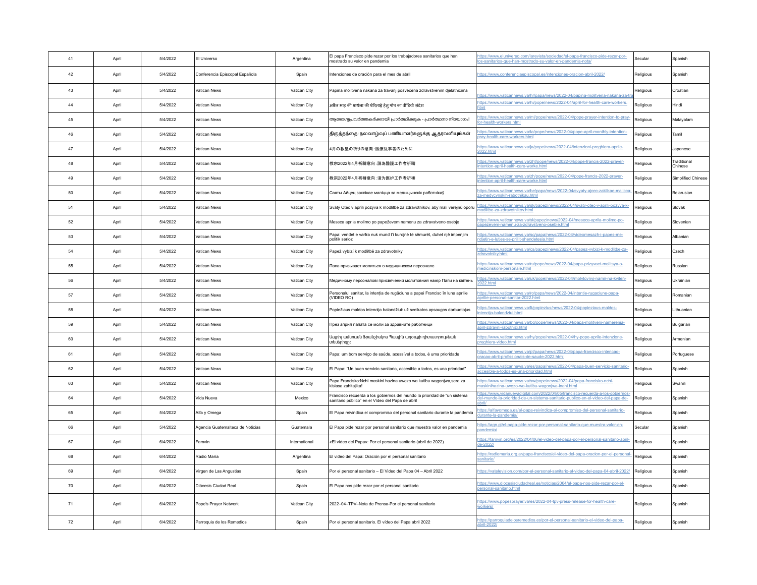| 41 | April | 5/4/2022 | El Universo | Argentina | El papa Francisco pide rezar por los trabajadores sanitarios que han mostrado su valor en pandemia | https://www.eluniverso.com/larevista/sociedad/el-papa-francisco-pide-rezar-por-los-sanitarios-que-han-mostrado-su-valor-en-pandemia-nota/ | Secular | Spanish |
|---|---|---|---|---|---|---|---|---|
| 42 | April | 5/4/2022 | Conferencia Episcopal Española | Spain | Intenciones de oración para el mes de abril | https://www.conferenciaepiscopal.es/intenciones-oracion-abril-2022/ | Religious | Spanish |
| 43 | April | 5/4/2022 | Vatican News | Vatican City | Papina molitvena nakana za travanj posvećena zdravstvenim djelatnicima | https://www.vaticannews.va/hr/papa/news/2022-04/papina-molitvena-nakana-za-tra | Religious | Croatian |
| 44 | April | 5/4/2022 | Vatican News | Vatican City | अप्रैल माह की प्रार्थना की प्रेरिताई हेतु पोप का वीडियो संदेश | https://www.vaticannews.va/hi/pope/news/2022-04/april-for-health-care-workers.html | Religious | Hindi |
| 45 | April | 5/4/2022 | Vatican News | Vatican City | ആരോഗ്യപ്രവർത്തകർക്കായി പ്രാർത്ഥിക്കുക - പ്രാർത്ഥനാ നിയോഗം! | https://www.vaticannews.va/ml/pope/news/2022-04/pope-prayer-intention-to-pray-for-health-workers.html | Religious | Malayalam |
| 46 | April | 5/4/2022 | Vatican News | Vatican City | திருத்தந்தை: நலவாழ்வுப் பணியாளர்களுக்கு ஆதரவளியுங்கள் | https://www.vaticannews.va/ta/pope/news/2022-04/pope-april-monthly-intention-pray-health-care-workers.html | Religious | Tamil |
| 47 | April | 5/4/2022 | Vatican News | Vatican City | 4月の教皇の祈りの意向：医療従事者のために | https://www.vaticannews.va/ja/pope/news/2022-04/intenzioni-preghiera-aprile-2022.html | Religious | Japanese |
| 48 | April | 5/4/2022 | Vatican News | Vatican City | 教宗2022年4月祈禱意向：請為醫護工作者祈禱 | https://www.vaticannews.va/zht/pope/news/2022-04/pope-francis-2022-prayer-intention-april-health-care-worke.html | Religious | Traditional Chinese |
| 49 | April | 5/4/2022 | Vatican News | Vatican City | 教宗2022年4月祈祷意向：请为医护工作者祈祷 | https://www.vaticannews.va/zh/pope/news/2022-04/pope-francis-2022-prayer-intention-april-health-care-worke.html | Religious | Simplified Chinese |
| 50 | April | 5/4/2022 | Vatican News | Vatican City | Святы Айцец заклікае маліцца за медыцынскіх работнікаў | https://www.vaticannews.va/be/papa/news/2022-04/svyaty-ajcec-zaklikae-malicca-za-medycynskih-rabotnikau.html | Religious | Belarusian |
| 51 | April | 5/4/2022 | Vatican News | Vatican City | Svätý Otec v apríli pozýva k modlitbe za zdravotníkov, aby mali verejnú oporu | https://www.vaticannews.va/sk/papez/news/2022-04/svaty-otec-v-aprili-pozyva-k-modlitbe-za-zdravotnikov.html | Religious | Slovak |
| 52 | April | 5/4/2022 | Vatican News | Vatican City | Meseca aprila molimo po papeževem namenu za zdravstveno osebje | https://www.vaticannews.va/sl/papez/news/2022-04/meseca-aprila-molimo-po-papezevem-namenu-za-zdravstveno-osebje.html | Religious | Slovenian |
| 53 | April | 5/4/2022 | Vatican News | Vatican City | Papa: vendet e varfra nuk mund t'i kurojnë të sëmurët, duhet një impenjim politik serioz | https://www.vaticannews.va/sq/papa/news/2022-04/videomesazh-i-papes-me-ndjetin-e-lutjes-se-prillit-shendetesia.html | Religious | Albanian |
| 54 | April | 5/4/2022 | Vatican News | Vatican City | Papež vybízí k modlitbě za zdravotníky | https://www.vaticannews.va/cs/papez/news/2022-04/papez-vybizi-k-modlitbe-za-zdravotniky.html | Religious | Czech |
| 55 | April | 5/4/2022 | Vatican News | Vatican City | Папа призывает молиться о медицинском персонале | https://www.vaticannews.va/ru/pope/news/2022-04/papa-prizyvaet-molitsya-o-medicinskom-personale.html | Religious | Russian |
| 56 | April | 5/4/2022 | Vatican News | Vatican City | Медичному персоналові присвячений молитовний намір Папи на квітень | https://www.vaticannews.va/uk/pope/news/2022-04/molytovnyj-namir-na-kviten-2022.html | Religious | Ukrainian |
| 57 | April | 5/4/2022 | Vatican News | Vatican City | Personalul sanitar, la intenția de rugăciune a papei Francisc în luna aprilie (VIDEO RO) | https://www.vaticannews.va/ro/papa/news/2022-04/intentie-rugaciune-papa-aprilie-personal-sanitar-2022.html | Religious | Romanian |
| 58 | April | 5/4/2022 | Vatican News | Vatican City | Popiežiaus maldos intencija balandžiui: už sveikatos apsaugos darbuotojus | https://www.vaticannews.va/lt/popiezius/news/2022-04/popieziaus-maldos-intencija-balandziui.html | Religious | Lithuanian |
| 59 | April | 5/4/2022 | Vatican News | Vatican City | През април папата се моли за здравните работници | https://www.vaticannews.va/bg/pope/news/2022-04/papa-molitveni-namerenia-april-zdravni-rabotnizi.html | Religious | Bulgarian |
| 60 | April | 5/4/2022 | Vatican News | Vatican City | Ապրիլ ամսուան Ֆրանչիսկոս Պապին աղօթքի դիտաւորութեան տեսերիզը: | https://www.vaticannews.va/hy/pope/news/2022-04/hy-pope-aprile-intenzione-preghiera-video.html | Religious | Armenian |
| 61 | April | 5/4/2022 | Vatican News | Vatican City | Papa: um bom serviço de saúde, acessível a todos, é uma prioridade | https://www.vaticannews.va/pt/papa/news/2022-04/papa-francisco-intencao-oracao-abril-profissionais-de-saude-2022.html | Religious | Portuguese |
| 62 | April | 5/4/2022 | Vatican News | Vatican City | El Papa: "Un buen servicio sanitario, accesible a todos, es una prioridad" | https://www.vaticannews.va/es/papa/news/2022-04/papa-buen-servicio-sanitario-accesible-a-todos-es-una-prioridad.html | Religious | Spanish |
| 63 | April | 5/4/2022 | Vatican News | Vatican City | Papa Francisko:Nchi maskini hazina uwezo wa kutibu wagonjwa,sera za kisiasa zahitajika! | https://www.vaticannews.va/sw/pope/news/2022-04/papa-francisko-nchi-maskinihazina-uwezo-wa-kutibu-wagonjwa-lnahi.html | Religious | Swahili |
| 64 | April | 5/4/2022 | Vida Nueva | Mexico | Francisco recuerda a los gobiernos del mundo la prioridad de "un sistema sanitario público" en el Vídeo del Papa de abril | https://www.vidanuevadigital.com/2022/04/05/francisco-recuerda-a-los-gobiernos-del-mundo-la-prioridad-de-un-sistema-sanitario-publico-en-el-video-del-papa-de-abril/ | Religious | Spanish |
| 65 | April | 5/4/2022 | Alfa y Omega | Spain | El Papa reivindica el compromiso del personal sanitario durante la pandemia | https://alfayomega.es/el-papa-reivindica-el-compromiso-del-personal-sanitario-durante-la-pandemia/ | Religious | Spanish |
| 66 | April | 5/4/2022 | Agencia Guatemalteca de Noticias | Guatemala | El Papa pide rezar por personal sanitario que muestra valor en pandemia | https://agn.gt/el-papa-pide-rezar-por-personal-sanitario-que-muestra-valor-en-pandemia/ | Secular | Spanish |
| 67 | April | 6/4/2022 | Famvin | International | «El vídeo del Papa»: Por el personal sanitario (abril de 2022) | https://famvin.org/es/2022/04/06/el-video-del-papa-por-el-personal-sanitario-abril-de-2022/ | Religious | Spanish |
| 68 | April | 6/4/2022 | Radio María | Argentina | El video del Papa: Oración por el personal sanitario | https://radiomaria.org.ar/papa-francisco/el-video-del-papa-oracion-por-el-personal-sanitario/ | Religious | Spanish |
| 69 | April | 6/4/2022 | Virgen de Las Angustias | Spain | Por el personal sanitario – El Video del Papa 04 – Abril 2022 | https://vatelevision.com/por-el-personal-sanitario-el-video-del-papa-04-abril-2022/ | Religious | Spanish |
| 70 | April | 6/4/2022 | Diócesis Ciudad Real | Spain | El Papa nos pide rezar por el personal sanitario | https://www.diocesisciudadreal.es/noticias/2064/el-papa-nos-pide-rezar-por-el-personal-sanitario.html | Religious | Spanish |
| 71 | April | 6/4/2022 | Pope's Prayer Network | Vatican City | 2022–04–TPV–Nota de Prensa-Por el personal sanitario | https://www.popesprayer.va/es/2022-04-tpv-press-release-for-health-care-workers/ | Religious | Spanish |
| 72 | April | 6/4/2022 | Parroquia de los Remedios | Spain | Por el personal sanitario. El vídeo del Papa abril 2022 | https://parroquiadelosremedios.es/por-el-personal-sanitario-el-video-del-papa-abril-2022/ | Religious | Spanish |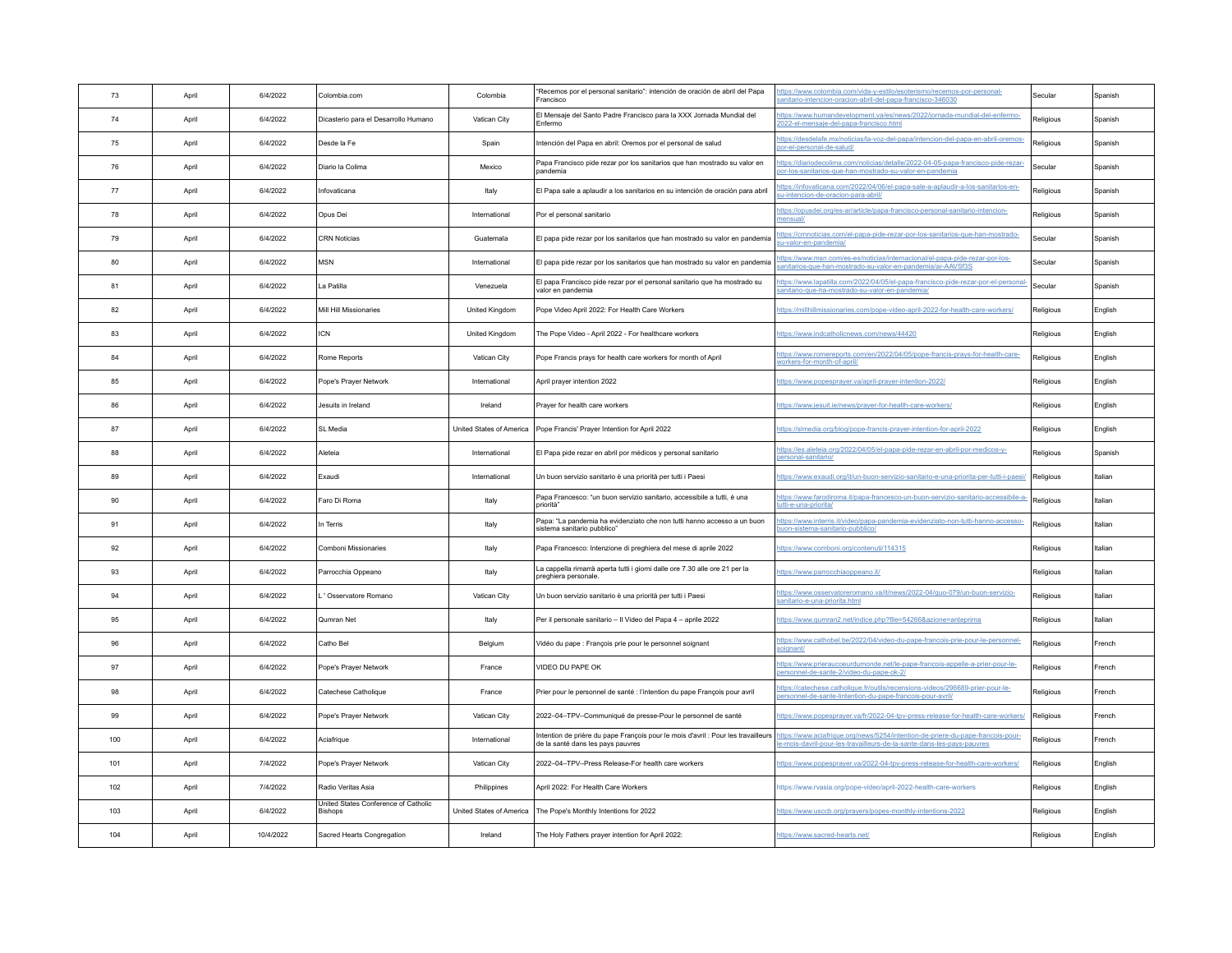| | | | | | | | | |
|---|---|---|---|---|---|---|---|---|
| 73 | April | 6/4/2022 | Colombia.com | Colombia | "Recemos por el personal sanitario": intención de oración de abril del Papa Francisco | https://www.colombia.com/vida-y-estilo/esoterismo/recemos-por-personal-sanitario-intencion-oracion-abril-del-papa-francisco-346030 | Secular | Spanish |
| 74 | April | 6/4/2022 | Dicasterio para el Desarrollo Humano | Vatican City | El Mensaje del Santo Padre Francisco para la XXX Jornada Mundial del Enfermo | https://www.humandevelopment.va/es/news/2022/jornada-mundial-del-enfermo-2022-el-mensaje-del-papa-francisco.html | Religious | Spanish |
| 75 | April | 6/4/2022 | Desde la Fe | Spain | Intención del Papa en abril: Oremos por el personal de salud | https://desdelafe.mx/noticias/la-voz-del-papa/intencion-del-papa-en-abril-oremos-por-el-personal-de-salud/ | Religious | Spanish |
| 76 | April | 6/4/2022 | Diario la Colima | Mexico | Papa Francisco pide rezar por los sanitarios que han mostrado su valor en pandemia | https://diariodecolima.com/noticias/detalle/2022-04-05-papa-francisco-pide-rezar-por-los-sanitarios-que-han-mostrado-su-valor-en-pandemia | Secular | Spanish |
| 77 | April | 6/4/2022 | Infovaticana | Italy | El Papa sale a aplaudir a los sanitarios en su intención de oración para abril | https://infovaticana.com/2022/04/06/el-papa-sale-a-aplaudir-a-los-sanitarios-en-su-intencion-de-oracion-para-abril/ | Religious | Spanish |
| 78 | April | 6/4/2022 | Opus Dei | International | Por el personal sanitario | https://opusdei.org/es-ar/article/papa-francisco-personal-sanitario-intencion-mensual/ | Religious | Spanish |
| 79 | April | 6/4/2022 | CRN Noticias | Guatemala | El papa pide rezar por los sanitarios que han mostrado su valor en pandemia | https://crnnoticias.com/el-papa-pide-rezar-por-los-sanitarios-que-han-mostrado-su-valor-en-pandemia/ | Secular | Spanish |
| 80 | April | 6/4/2022 | MSN | International | El papa pide rezar por los sanitarios que han mostrado su valor en pandemia | https://www.msn.com/es-es/noticias/internacional/el-papa-pide-rezar-por-los-sanitarios-que-han-mostrado-su-valor-en-pandemia/ar-AAVSf3S | Secular | Spanish |
| 81 | April | 6/4/2022 | La Patilla | Venezuela | El papa Francisco pide rezar por el personal sanitario que ha mostrado su valor en pandemia | https://www.lapatilla.com/2022/04/05/el-papa-francisco-pide-rezar-por-el-personal-sanitario-que-ha-mostrado-su-valor-en-pandemia/ | Secular | Spanish |
| 82 | April | 6/4/2022 | Mill Hill Missionaries | United Kingdom | Pope Video April 2022: For Health Care Workers | https://millhillmissionaries.com/pope-video-april-2022-for-health-care-workers/ | Religious | English |
| 83 | April | 6/4/2022 | ICN | United Kingdom | The Pope Video - April 2022 - For healthcare workers | https://www.indcatholicnews.com/news/44420 | Religious | English |
| 84 | April | 6/4/2022 | Rome Reports | Vatican City | Pope Francis prays for health care workers for month of April | https://www.romereports.com/en/2022/04/05/pope-francis-prays-for-health-care-workers-for-month-of-april/ | Religious | English |
| 85 | April | 6/4/2022 | Pope's Prayer Network | International | April prayer intention 2022 | https://www.popesprayer.va/april-prayer-intention-2022/ | Religious | English |
| 86 | April | 6/4/2022 | Jesuits in Ireland | Ireland | Prayer for health care workers | https://www.jesuit.ie/news/prayer-for-health-care-workers/ | Religious | English |
| 87 | April | 6/4/2022 | SL Media | United States of America | Pope Francis' Prayer Intention for April 2022 | https://slmedia.org/blog/pope-francis-prayer-intention-for-april-2022 | Religious | English |
| 88 | April | 6/4/2022 | Aleteia | International | El Papa pide rezar en abril por médicos y personal sanitario | https://es.aleteia.org/2022/04/05/el-papa-pide-rezar-en-abril-por-medicos-y-personal-sanitario/ | Religious | Spanish |
| 89 | April | 6/4/2022 | Exaudi | International | Un buon servizio sanitario è una priorità per tutti i Paesi | https://www.exaudi.org/it/un-buon-servizio-sanitario-e-una-priorita-per-tutti-i-paesi/ | Religious | Italian |
| 90 | April | 6/4/2022 | Faro Di Roma | Italy | Papa Francesco: "un buon servizio sanitario, accessibile a tutti, è una priorità" | https://www.farodiroma.it/papa-francesco-un-buon-servizio-sanitario-accessibile-a-tutti-e-una-priorita/ | Religious | Italian |
| 91 | April | 6/4/2022 | In Terris | Italy | Papa: "La pandemia ha evidenziato che non tutti hanno accesso a un buon sistema sanitario pubblico" | https://www.interris.it/video/papa-pandemia-evidenziato-non-tutti-hanno-accesso-buon-sistema-sanitario-pubblico/ | Religious | Italian |
| 92 | April | 6/4/2022 | Comboni Missionaries | Italy | Papa Francesco: Intenzione di preghiera del mese di aprile 2022 | https://www.comboni.org/contenuti/114315 | Religious | Italian |
| 93 | April | 6/4/2022 | Parrocchia Oppeano | Italy | La cappella rimarrà aperta tutti i giorni dalle ore 7.30 alle ore 21 per la preghiera personale. | https://www.parrocchiaoppeano.it/ | Religious | Italian |
| 94 | April | 6/4/2022 | L ' Osservatore Romano | Vatican City | Un buon servizio sanitario è una priorità per tutti i Paesi | https://www.osservatoreromano.va/it/news/2022-04/quo-079/un-buon-servizio-sanitario-e-una-priorita.html | Religious | Italian |
| 95 | April | 6/4/2022 | Qumran Net | Italy | Per il personale sanitario – Il Video del Papa 4 – aprile 2022 | https://www.qumran2.net/indice.php?file=54266&azione=anteprima | Religious | Italian |
| 96 | April | 6/4/2022 | Catho Bel | Belgium | Vidéo du pape : François prie pour le personnel soignant | https://www.cathobel.be/2022/04/video-du-pape-francois-prie-pour-le-personnel-soignant/ | Religious | French |
| 97 | April | 6/4/2022 | Pope's Prayer Network | France | VIDEO DU PAPE OK | https://www.prieraucoeurdumonde.net/le-pape-francois-appelle-a-prier-pour-le-personnel-de-sante-2/video-du-pape-ok-2/ | Religious | French |
| 98 | April | 6/4/2022 | Catechese Catholique | France | Prier pour le personnel de santé : l'intention du pape François pour avril | https://catechese.catholique.fr/outils/recensions-videos/296689-prier-pour-le-personnel-de-sante-lintention-du-pape-francois-pour-avril/ | Religious | French |
| 99 | April | 6/4/2022 | Pope's Prayer Network | Vatican City | 2022–04–TPV–Communiqué de presse-Pour le personnel de santé | https://www.popesprayer.va/fr/2022-04-tpv-press-release-for-health-care-workers/ | Religious | French |
| 100 | April | 6/4/2022 | Aciafrique | International | Intention de prière du pape François pour le mois d'avril : Pour les travailleurs de la santé dans les pays pauvres | https://www.aciafrique.org/news/5254/intention-de-priere-du-pape-francois-pour-le-mois-davril-pour-les-travailleurs-de-la-sante-dans-les-pays-pauvres | Religious | French |
| 101 | April | 7/4/2022 | Pope's Prayer Network | Vatican City | 2022–04–TPV–Press Release-For health care workers | https://www.popesprayer.va/2022-04-tpv-press-release-for-health-care-workers/ | Religious | English |
| 102 | April | 7/4/2022 | Radio Veritas Asia | Philippines | April 2022: For Health Care Workers | https://www.rvasia.org/pope-video/april-2022-health-care-workers | Religious | English |
| 103 | April | 6/4/2022 | United States Conference of Catholic Bishops | United States of America | The Pope's Monthly Intentions for 2022 | https://www.usccb.org/prayers/popes-monthly-intentions-2022 | Religious | English |
| 104 | April | 10/4/2022 | Sacred Hearts Congregation | Ireland | The Holy Fathers prayer intention for April 2022: | https://www.sacred-hearts.net/ | Religious | English |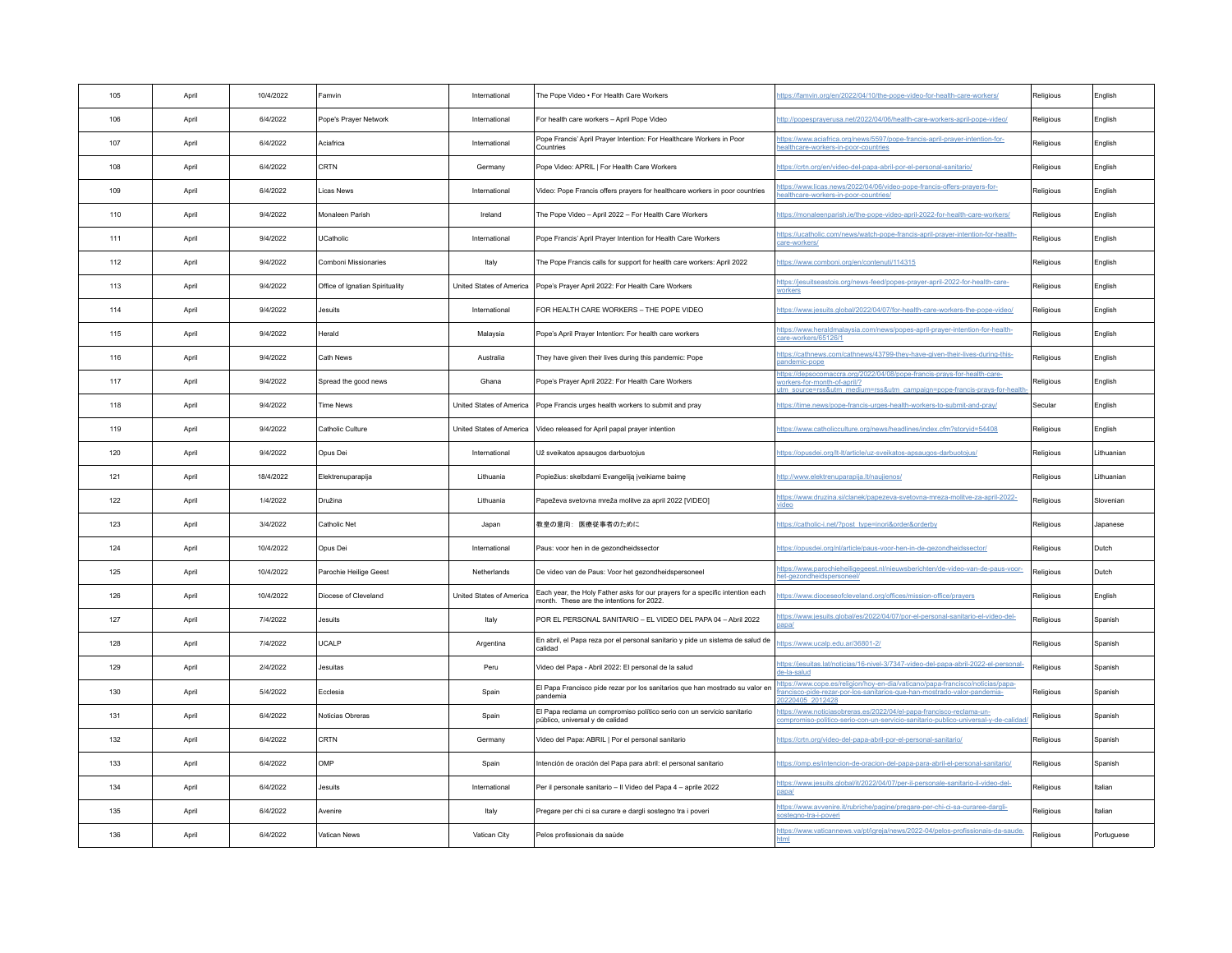| 105 | April | 10/4/2022 | Famvin | International | The Pope Video • For Health Care Workers | https://famvin.org/en/2022/04/10/the-pope-video-for-health-care-workers/ | Religious | English |
|---|---|---|---|---|---|---|---|---|
| 106 | April | 6/4/2022 | Pope's Prayer Network | International | For health care workers – April Pope Video | http://popesprayerusa.net/2022/04/06/health-care-workers-april-pope-video/ | Religious | English |
| 107 | April | 6/4/2022 | Aciafrica | International | Pope Francis' April Prayer Intention: For Healthcare Workers in Poor Countries | https://www.aciafrica.org/news/5597/pope-francis-april-prayer-intention-for-healthcare-workers-in-poor-countries | Religious | English |
| 108 | April | 6/4/2022 | CRTN | Germany | Pope Video: APRIL \| For Health Care Workers | https://crtn.org/en/video-del-papa-abril-por-el-personal-sanitario/ | Religious | English |
| 109 | April | 6/4/2022 | Licas News | International | Video: Pope Francis offers prayers for healthcare workers in poor countries | https://www.licas.news/2022/04/06/video-pope-francis-offers-prayers-for-healthcare-workers-in-poor-countries/ | Religious | English |
| 110 | April | 9/4/2022 | Monaleen Parish | Ireland | The Pope Video – April 2022 – For Health Care Workers | https://monaleenparish.ie/the-pope-video-april-2022-for-health-care-workers/ | Religious | English |
| 111 | April | 9/4/2022 | UCatholic | International | Pope Francis' April Prayer Intention for Health Care Workers | https://ucatholic.com/news/watch-pope-francis-april-prayer-intention-for-health-care-workers/ | Religious | English |
| 112 | April | 9/4/2022 | Comboni Missionaries | Italy | The Pope Francis calls for support for health care workers: April 2022 | https://www.comboni.org/en/contenuti/114315 | Religious | English |
| 113 | April | 9/4/2022 | Office of Ignatian Spirituality | United States of America | Pope's Prayer April 2022: For Health Care Workers | https://jesuitseastois.org/news-feed/popes-prayer-april-2022-for-health-care-workers | Religious | English |
| 114 | April | 9/4/2022 | Jesuits | International | FOR HEALTH CARE WORKERS – THE POPE VIDEO | https://www.jesuits.global/2022/04/07/for-health-care-workers-the-pope-video/ | Religious | English |
| 115 | April | 9/4/2022 | Herald | Malaysia | Pope's April Prayer Intention: For health care workers | https://www.heraldmalaysia.com/news/popes-april-prayer-intention-for-health-care-workers/65126/1 | Religious | English |
| 116 | April | 9/4/2022 | Cath News | Australia | They have given their lives during this pandemic: Pope | https://cathnews.com/cathnews/43799-they-have-given-their-lives-during-this-pandemic-pope | Religious | English |
| 117 | April | 9/4/2022 | Spread the good news | Ghana | Pope's Prayer April 2022: For Health Care Workers | https://depsocomaccra.org/2022/04/08/pope-francis-prays-for-health-care-workers-for-month-of-april/?utm_source=rss&utm_medium=rss&utm_campaign=pope-francis-prays-for-health- | Religious | English |
| 118 | April | 9/4/2022 | Time News | United States of America | Pope Francis urges health workers to submit and pray | https://time.news/pope-francis-urges-health-workers-to-submit-and-pray/ | Secular | English |
| 119 | April | 9/4/2022 | Catholic Culture | United States of America | Video released for April papal prayer intention | https://www.catholicculture.org/news/headlines/index.cfm?storyid=54408 | Religious | English |
| 120 | April | 9/4/2022 | Opus Dei | International | Už sveikatos apsaugos darbuotojus | https://opusdei.org/lt-lt/article/uz-sveikatos-apsaugos-darbuotojus/ | Religious | Lithuanian |
| 121 | April | 18/4/2022 | Elektrenuparapija | Lithuania | Popiežius: skelbdami Evangeliją įveikiame baimę | http://www.elektrenuparapija.lt/naujienos/ | Religious | Lithuanian |
| 122 | April | 1/4/2022 | Družina | Lithuania | Papeževa svetovna mreža molitve za april 2022 [VIDEO] | https://www.druzina.si/clanek/papezeva-svetovna-mreza-molitve-za-april-2022-video | Religious | Slovenian |
| 123 | April | 3/4/2022 | Catholic Net | Japan | 教皇の意向：医療従事者のために | https://catholic-i.net/?post_type=inori&order&orderby | Religious | Japanese |
| 124 | April | 10/4/2022 | Opus Dei | International | Paus: voor hen in de gezondheidssector | https://opusdei.org/nl/article/paus-voor-hen-in-de-gezondheidssector/ | Religious | Dutch |
| 125 | April | 10/4/2022 | Parochie Heilige Geest | Netherlands | De video van de Paus: Voor het gezondheidspersoneel | https://www.parochieheiligegeest.nl/nieuwsberichten/de-video-van-de-paus-voor-het-gezondheidspersoneel/ | Religious | Dutch |
| 126 | April | 10/4/2022 | Diocese of Cleveland | United States of America | Each year, the Holy Father asks for our prayers for a specific intention each month. These are the intentions for 2022. | https://www.dioceseofcleveland.org/offices/mission-office/prayers | Religious | English |
| 127 | April | 7/4/2022 | Jesuits | Italy | POR EL PERSONAL SANITARIO – EL VIDEO DEL PAPA 04 – Abril 2022 | https://www.jesuits.global/es/2022/04/07/por-el-personal-sanitario-el-video-del-papa/ | Religious | Spanish |
| 128 | April | 7/4/2022 | UCALP | Argentina | En abril, el Papa reza por el personal sanitario y pide un sistema de salud de calidad | https://www.ucalp.edu.ar/36801-2/ | Religious | Spanish |
| 129 | April | 2/4/2022 | Jesuitas | Peru | Video del Papa - Abril 2022: El personal de la salud | https://jesuitas.lat/noticias/16-nivel-3/7347-video-del-papa-abril-2022-el-personal-de-la-salud | Religious | Spanish |
| 130 | April | 5/4/2022 | Ecclesia | Spain | El Papa Francisco pide rezar por los sanitarios que han mostrado su valor en pandemia | https://www.cope.es/religion/hoy-en-dia/vaticano/papa-francisco/noticias/papa-francisco-pide-rezar-por-los-sanitarios-que-han-mostrado-valor-pandemia-20220405_2012428 | Religious | Spanish |
| 131 | April | 6/4/2022 | Noticias Obreras | Spain | El Papa reclama un compromiso político serio con un servicio sanitario público, universal y de calidad | https://www.noticiasobreras.es/2022/04/el-papa-francisco-reclama-un-compromiso-politico-serio-con-un-servicio-sanitario-publico-universal-y-de-calidad/ | Religious | Spanish |
| 132 | April | 6/4/2022 | CRTN | Germany | Video del Papa: ABRIL \| Por el personal sanitario | https://crtn.org/video-del-papa-abril-por-el-personal-sanitario/ | Religious | Spanish |
| 133 | April | 6/4/2022 | OMP | Spain | Intención de oración del Papa para abril: el personal sanitario | https://omp.es/intencion-de-oracion-del-papa-para-abril-el-personal-sanitario/ | Religious | Spanish |
| 134 | April | 6/4/2022 | Jesuits | International | Per il personale sanitario – Il Video del Papa 4 – aprile 2022 | https://www.jesuits.global/it/2022/04/07/per-il-personale-sanitario-il-video-del-papa/ | Religious | Italian |
| 135 | April | 6/4/2022 | Avenire | Italy | Pregare per chi ci sa curare e dargli sostegno tra i poveri | https://www.avvenire.it/rubriche/pagine/pregare-per-chi-ci-sa-curaree-dargli-sostegno-tra-i-poveri | Religious | Italian |
| 136 | April | 6/4/2022 | Vatican News | Vatican City | Pelos profissionais da saúde | https://www.vaticannews.va/pt/igreja/news/2022-04/pelos-profissionais-da-saude.html | Religious | Portuguese |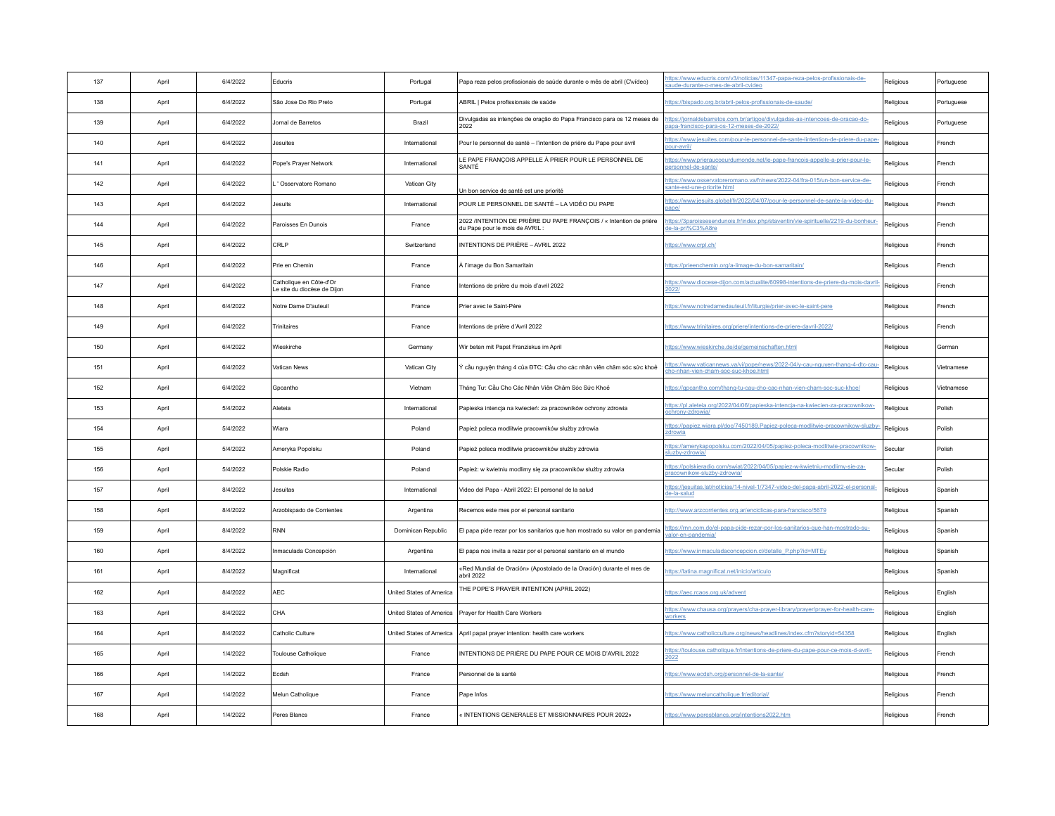| 137 | April | 6/4/2022 | Educris | Portugal | Papa reza pelos profissionais de saúde durante o mês de abril (C\vídeo) | https://www.educris.com/v3/noticias/11347-papa-reza-pelos-profissionais-de-saude-durante-o-mes-de-abril-cvideo | Religious | Portuguese |
|---|---|---|---|---|---|---|---|---|
| 138 | April | 6/4/2022 | São Jose Do Rio Preto | Portugal | ABRIL \| Pelos profissionais de saúde | https://bispado.org.br/abril-pelos-profissionais-de-saude/ | Religious | Portuguese |
| 139 | April | 6/4/2022 | Jornal de Barretos | Brazil | Divulgadas as intenções de oração do Papa Francisco para os 12 meses de 2022 | https://jornaldebarretos.com.br/artigos/divulgadas-as-intencoes-de-oracao-do-papa-francisco-para-os-12-meses-de-2022/ | Religious | Portuguese |
| 140 | April | 6/4/2022 | Jesuites | International | Pour le personnel de santé – l'intention de prière du Pape pour avril | https://www.jesuites.com/pour-le-personnel-de-sante-lintention-de-priere-du-pape-pour-avril/ | Religious | French |
| 141 | April | 6/4/2022 | Pope's Prayer Network | International | LE PAPE FRANÇOIS APPELLE À PRIER POUR LE PERSONNEL DE SANTÉ | https://www.prieraucoeurdumonde.net/le-pape-francois-appelle-a-prier-pour-le-personnel-de-sante/ | Religious | French |
| 142 | April | 6/4/2022 | L ' Osservatore Romano | Vatican City | Un bon service de santé est une priorité | https://www.osservatoreromano.va/fr/news/2022-04/fra-015/un-bon-service-de-sante-est-une-priorite.html | Religious | French |
| 143 | April | 6/4/2022 | Jesuits | International | POUR LE PERSONNEL DE SANTÉ – LA VIDÉO DU PAPE | https://www.jesuits.global/fr/2022/04/07/pour-le-personnel-de-sante-la-video-du-pape/ | Religious | French |
| 144 | April | 6/4/2022 | Paroisses En Dunois | France | 2022 /INTENTION DE PRIÈRE DU PAPE FRANÇOIS / « Intention de prière du Pape pour le mois de AVRIL : | https://3paroissesendunois.fr/index.php/staventin/vie-spirituelle/2219-du-bonheur-de-la-pri%C3%A8re | Religious | French |
| 145 | April | 6/4/2022 | CRLP | Switzerland | INTENTIONS DE PRIÈRE – AVRIL 2022 | https://www.crpl.ch/ | Religious | French |
| 146 | April | 6/4/2022 | Prie en Chemin | France | À l'image du Bon Samaritain | https://prieenchemin.org/a-limage-du-bon-samaritain/ | Religious | French |
| 147 | April | 6/4/2022 | Catholique en Côte-d'Or Le site du diocèse de Dijon | France | Intentions de prière du mois d'avril 2022 | https://www.diocese-dijon.com/actualite/60998-intentions-de-priere-du-mois-davril-2022/ | Religious | French |
| 148 | April | 6/4/2022 | Notre Dame D'auteuil | France | Prier avec le Saint-Père | https://www.notredamedauteuil.fr/liturgie/prier-avec-le-saint-pere | Religious | French |
| 149 | April | 6/4/2022 | Trinitaires | France | Intentions de prière d'Avril 2022 | https://www.trinitaires.org/priere/intentions-de-priere-davril-2022/ | Religious | French |
| 150 | April | 6/4/2022 | Wieskirche | Germany | Wir beten mit Papst Franziskus im April | https://www.wieskirche.de/de/gemeinschaften.html | Religious | German |
| 151 | April | 6/4/2022 | Vatican News | Vatican City | Ý cầu nguyện tháng 4 của ĐTC: Cầu cho các nhân viên chăm sóc sức khoẻ | https://www.vaticannews.va/vi/pope/news/2022-04/y-cau-nguyen-thang-4-dtc-cau-cho-nhan-vien-cham-soc-suc-khoe.html | Religious | Vietnamese |
| 152 | April | 6/4/2022 | Gpcantho | Vietnam | Tháng Tư: Cầu Cho Các Nhân Viên Chăm Sóc Sức Khoẻ | https://gpcantho.com/thang-tu-cau-cho-cac-nhan-vien-cham-soc-suc-khoe/ | Religious | Vietnamese |
| 153 | April | 5/4/2022 | Aleteia | International | Papieska intencja na kwiecień: za pracowników ochrony zdrowia | https://pl.aleteia.org/2022/04/06/papieska-intencja-na-kwiecien-za-pracownikow-ochrony-zdrowia/ | Religious | Polish |
| 154 | April | 5/4/2022 | Wiara | Poland | Papież poleca modlitwie pracowników służby zdrowia | https://papiez.wiara.pl/doc/7450189.Papiez-poleca-modlitwie-pracownikow-sluzby-zdrowia | Religious | Polish |
| 155 | April | 5/4/2022 | Ameryka Popolsku | Poland | Papież poleca modlitwie pracowników służby zdrowia | https://amerykapopolsku.com/2022/04/05/papiez-poleca-modlitwie-pracownikow-sluzby-zdrowia/ | Secular | Polish |
| 156 | April | 5/4/2022 | Polskie Radio | Poland | Papież: w kwietniu modlimy się za pracowników służby zdrowia | https://polskieradio.com/swiat/2022/04/05/papiez-w-kwietniu-modlimy-sie-za-pracownikow-sluzby-zdrowia/ | Secular | Polish |
| 157 | April | 8/4/2022 | Jesuitas | International | Video del Papa - Abril 2022: El personal de la salud | https://jesuitas.lat/noticias/14-nivel-1/7347-video-del-papa-abril-2022-el-personal-de-la-salud | Religious | Spanish |
| 158 | April | 8/4/2022 | Arzobispado de Corrientes | Argentina | Recemos este mes por el personal sanitario | http://www.arzcorrientes.org.ar/enciclicas-para-francisco/5679 | Religious | Spanish |
| 159 | April | 8/4/2022 | RNN | Dominican Republic | El papa pide rezar por los sanitarios que han mostrado su valor en pandemia | https://rnn.com.do/el-papa-pide-rezar-por-los-sanitarios-que-han-mostrado-su-valor-en-pandemia/ | Religious | Spanish |
| 160 | April | 8/4/2022 | Inmaculada Concepción | Argentina | El papa nos invita a rezar por el personal sanitario en el mundo | https://www.inmaculadaconcepcion.cl/detalle_P.php?id=MTEy | Religious | Spanish |
| 161 | April | 8/4/2022 | Magnificat | International | «Red Mundial de Oración» (Apostolado de la Oración) durante el mes de abril 2022 | https://latina.magnificat.net/inicio/articulo | Religious | Spanish |
| 162 | April | 8/4/2022 | AEC | United States of America | THE POPE'S PRAYER INTENTION (APRIL 2022) | https://aec.rcaos.org.uk/advent | Religious | English |
| 163 | April | 8/4/2022 | CHA | United States of America | Prayer for Health Care Workers | https://www.chausa.org/prayers/cha-prayer-library/prayer/prayer-for-health-care-workers | Religious | English |
| 164 | April | 8/4/2022 | Catholic Culture | United States of America | April papal prayer intention: health care workers | https://www.catholicculture.org/news/headlines/index.cfm?storyid=54358 | Religious | English |
| 165 | April | 1/4/2022 | Toulouse Catholique | France | INTENTIONS DE PRIÈRE DU PAPE POUR CE MOIS D'AVRIL 2022 | https://toulouse.catholique.fr/Intentions-de-priere-du-pape-pour-ce-mois-d-avril-2022 | Religious | French |
| 166 | April | 1/4/2022 | Ecdsh | France | Personnel de la santé | https://www.ecdsh.org/personnel-de-la-sante/ | Religious | French |
| 167 | April | 1/4/2022 | Melun Catholique | France | Pape Infos | https://www.meluncatholique.fr/editorial/ | Religious | French |
| 168 | April | 1/4/2022 | Peres Blancs | France | « INTENTIONS GENERALES ET MISSIONNAIRES POUR 2022» | https://www.peresblancs.org/intentions2022.htm | Religious | French |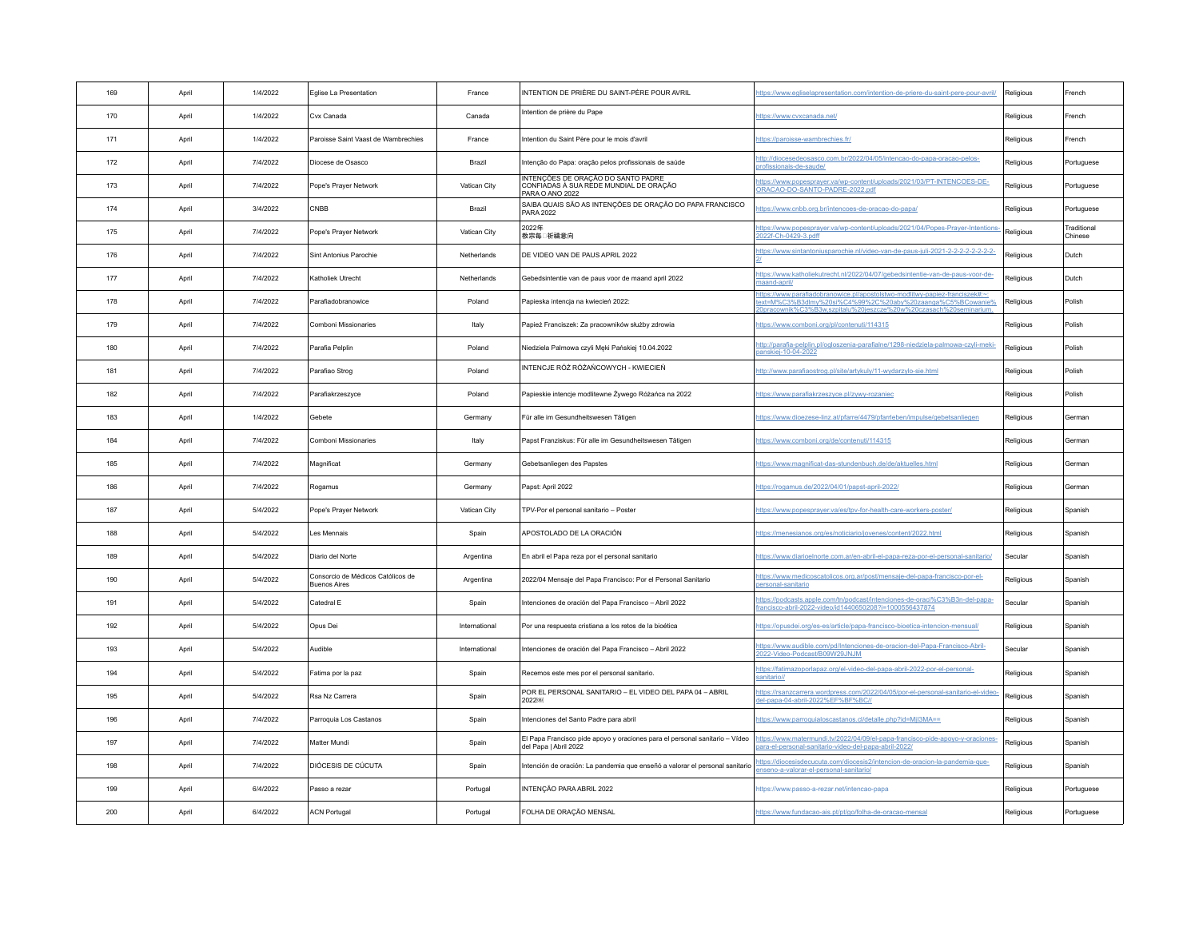| 169 | April | 1/4/2022 | Eglise La Presentation | France | INTENTION DE PRIÈRE DU SAINT-PÈRE POUR AVRIL | https://www.egliselapresentation.com/intention-de-priere-du-saint-pere-pour-avril/ | Religious | French |
|---|---|---|---|---|---|---|---|---|
| 170 | April | 1/4/2022 | Cvx Canada | Canada | Intention de prière du Pape | https://www.cvxcanada.net/ | Religious | French |
| 171 | April | 1/4/2022 | Paroisse Saint Vaast de Wambrechies | France | Intention du Saint Père pour le mois d'avril | https://paroisse-wambrechies.fr/ | Religious | French |
| 172 | April | 7/4/2022 | Diocese de Osasco | Brazil | Intenção do Papa: oração pelos profissionais de saúde | http://diocesedeosasco.com.br/2022/04/05/intencao-do-papa-oracao-pelos-profissionais-de-saude/ | Religious | Portuguese |
| 173 | April | 7/4/2022 | Pope's Prayer Network | Vatican City | INTENÇÕES DE ORAÇÃO DO SANTO PADRE CONFIADAS À SUA REDE MUNDIAL DE ORAÇÃO PARA O ANO 2022 | https://www.popesprayer.va/wp-content/uploads/2021/03/PT-INTENCOES-DE-ORACAO-DO-SANTO-PADRE-2022.pdf | Religious | Portuguese |
| 174 | April | 3/4/2022 | CNBB | Brazil | SAIBA QUAIS SÃO AS INTENÇÕES DE ORAÇÃO DO PAPA FRANCISCO PARA 2022 | https://www.cnbb.org.br/intencoes-de-oracao-do-papa/ | Religious | Portuguese |
| 175 | April | 7/4/2022 | Pope's Prayer Network | Vatican City | 2022年 教宗每月祈禱意向 | https://www.popesprayer.va/wp-content/uploads/2021/04/Popes-Prayer-Intentions-2022f-Ch-0429-3.pdff | Religious | Traditional Chinese |
| 176 | April | 7/4/2022 | Sint Antonius Parochie | Netherlands | DE VIDEO VAN DE PAUS APRIL 2022 | https://www.sintantoniusparochie.nl/video-van-de-paus-juli-2021-2-2-2-2-2-2-2-2/ | Religious | Dutch |
| 177 | April | 7/4/2022 | Katholiek Utrecht | Netherlands | Gebedsintentie van de paus voor de maand april 2022 | https://www.katholiekutrecht.nl/2022/04/07/gebedsintentie-van-de-paus-voor-de-maand-april/ | Religious | Dutch |
| 178 | April | 7/4/2022 | Parafiadobranowice | Poland | Papieska intencja na kwiecień 2022: | https://www.parafiadobranowice.pl/apostolstwo-modlitwy-papiez-franciszek#:~:text=M%C3%B3dlmy%20si%C4%99%2C%20aby%20zaanga%C5%BCowanie%20pracownik%C3%B3w,szpitalu%20jeszcze%20w%20czasach%20seminarium. | Religious | Polish |
| 179 | April | 7/4/2022 | Comboni Missionaries | Italy | Papież Franciszek: Za pracowników służby zdrowia | https://www.comboni.org/pl/contenuti/114315 | Religious | Polish |
| 180 | April | 7/4/2022 | Parafia Pelplin | Poland | Niedziela Palmowa czyli Męki Pańskiej 10.04.2022 | http://parafia-pelplin.pl/ogloszenia-parafialne/1298-niedziela-palmowa-czyli-meki-panskiej-10-04-2022 | Religious | Polish |
| 181 | April | 7/4/2022 | Parafiao Strog | Poland | INTENCJE RÓŻ RÓŻAŃCOWYCH - KWIECIEŃ | http://www.parafiaostrog.pl/site/artykuly/11-wydarzylo-sie.html | Religious | Polish |
| 182 | April | 7/4/2022 | Parafiakrzeszyce | Poland | Papieskie intencje modlitewne Żywego Różańca na 2022 | https://www.parafiakrzeszyce.pl/zywy-rozaniec | Religious | Polish |
| 183 | April | 1/4/2022 | Gebete | Germany | Für alle im Gesundheitswesen Tätigen | https://www.dioezese-linz.at/pfarre/4479/pfarrleben/impulse/gebetsanliegen | Religious | German |
| 184 | April | 7/4/2022 | Comboni Missionaries | Italy | Papst Franziskus: Für alle im Gesundheitswesen Tätigen | https://www.comboni.org/de/contenuti/114315 | Religious | German |
| 185 | April | 7/4/2022 | Magnificat | Germany | Gebetsanliegen des Papstes | https://www.magnificat-das-stundenbuch.de/de/aktuelles.html | Religious | German |
| 186 | April | 7/4/2022 | Rogamus | Germany | Papst: April 2022 | https://rogamus.de/2022/04/01/papst-april-2022/ | Religious | German |
| 187 | April | 5/4/2022 | Pope's Prayer Network | Vatican City | TPV-Por el personal sanitario – Poster | https://www.popesprayer.va/es/tpv-for-health-care-workers-poster/ | Religious | Spanish |
| 188 | April | 5/4/2022 | Les Mennais | Spain | APOSTOLADO DE LA ORACIÓN | https://menesianos.org/es/noticiario/jovenes/content/2022.html | Religious | Spanish |
| 189 | April | 5/4/2022 | Diario del Norte | Argentina | En abril el Papa reza por el personal sanitario | https://www.diarioelnorte.com.ar/en-abril-el-papa-reza-por-el-personal-sanitario/ | Secular | Spanish |
| 190 | April | 5/4/2022 | Consorcio de Médicos Católicos de Buenos Aires | Argentina | 2022/04 Mensaje del Papa Francisco: Por el Personal Sanitario | https://www.medicoscatolicos.org.ar/post/mensaje-del-papa-francisco-por-el-personal-sanitario | Religious | Spanish |
| 191 | April | 5/4/2022 | Catedral E | Spain | Intenciones de oración del Papa Francisco – Abril 2022 | https://podcasts.apple.com/tn/podcast/intenciones-de-oraci%C3%B3n-del-papa-francisco-abril-2022-video/id1440650208?i=1000556437874 | Secular | Spanish |
| 192 | April | 5/4/2022 | Opus Dei | International | Por una respuesta cristiana a los retos de la bioética | https://opusdei.org/es-es/article/papa-francisco-bioetica-intencion-mensual/ | Religious | Spanish |
| 193 | April | 5/4/2022 | Audible | International | Intenciones de oración del Papa Francisco – Abril 2022 | https://www.audible.com/pd/Intenciones-de-oracion-del-Papa-Francisco-Abril-2022-Video-Podcast/B09W29JNJM | Secular | Spanish |
| 194 | April | 5/4/2022 | Fatima por la paz | Spain | Recemos este mes por el personal sanitario. | https://fatimazoporlapaz.org/el-video-del-papa-abril-2022-por-el-personal-sanitario// | Religious | Spanish |
| 195 | April | 5/4/2022 | Rsa Nz Carrera | Spain | POR EL PERSONAL SANITARIO – EL VIDEO DEL PAPA 04 – ABRIL 2022 | https://rsanzcarrera.wordpress.com/2022/04/05/por-el-personal-sanitario-el-video-del-papa-04-abril-2022%EF%BF%BC// | Religious | Spanish |
| 196 | April | 7/4/2022 | Parroquia Los Castanos | Spain | Intenciones del Santo Padre para abril | https://www.parroquialoscastanos.cl/detalle.php?id=MjI3MA== | Religious | Spanish |
| 197 | April | 7/4/2022 | Matter Mundi | Spain | El Papa Francisco pide apoyo y oraciones para el personal sanitario – Vídeo del Papa \| Abril 2022 | https://www.matermundi.tv/2022/04/09/el-papa-francisco-pide-apoyo-y-oraciones-para-el-personal-sanitario-video-del-papa-abril-2022/ | Religious | Spanish |
| 198 | April | 7/4/2022 | DIÓCESIS DE CÚCUTA | Spain | Intención de oración: La pandemia que enseñó a valorar el personal sanitario | https://diocesisdecucuta.com/diocesis2/intencion-de-oracion-la-pandemia-que-enseno-a-valorar-el-personal-sanitario/ | Religious | Spanish |
| 199 | April | 6/4/2022 | Passo a rezar | Portugal | INTENÇÃO PARA ABRIL 2022 | https://www.passo-a-rezar.net/intencao-papa | Religious | Portuguese |
| 200 | April | 6/4/2022 | ACN Portugal | Portugal | FOLHA DE ORAÇÃO MENSAL | https://www.fundacao-ais.pt/pt/go/folha-de-oracao-mensal | Religious | Portuguese |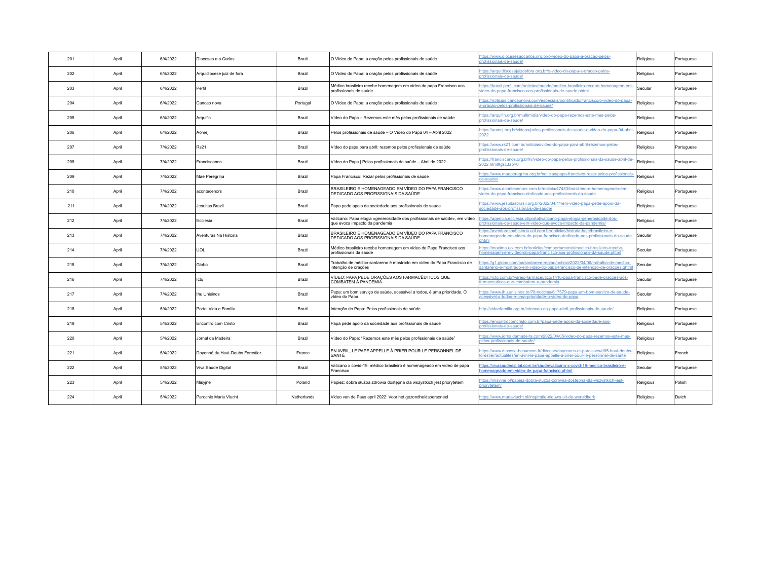| | | | | | | | | |
|---|---|---|---|---|---|---|---|---|
| 201 | April | 6/4/2022 | Dioceses a o Carlos | Brazil | O Vídeo do Papa: a oração pelos profissionais de saúde | https://www.diocesesaocarlos.org.br/o-video-do-papa-a-oracao-pelos-profissionais-de-saude/ | Religious | Portuguese |
| 202 | April | 6/4/2022 | Arquidiocese juiz de fora | Brazil | O Vídeo do Papa: a oração pelos profissionais de saúde | https://arquidiocesejuizdefora.org.br/o-video-do-papa-a-oracao-pelos-profissionais-de-saude/ | Religious | Portuguese |
| 203 | April | 6/4/2022 | Perfil | Brazil | Médico brasileiro recebe homenagem em vídeo do papa Francisco aos profissionais de saúde | https://brasil.perfil.com/noticias/mundo/medico-brasileiro-recebe-homenagem-em-video-do-papa-francisco-aos-profissionais-de-saude.phtml | Secular | Portuguese |
| 204 | April | 6/4/2022 | Cancao nova | Portugal | O Vídeo do Papa: a oração pelos profissionais de saúde | https://noticias.cancaonova.com/especiais/pontificado/francisco/o-video-do-papa-a-oracao-pelos-profissionais-de-saude/ | Religious | Portuguese |
| 205 | April | 6/4/2022 | Arquifln | Brazil | Vídeo do Papa – Rezemos este mês pelos profissionais de saúde | https://arquifln.org.br/multimidia/video-do-papa-rezemos-este-mes-pelos-profissionais-de-saude/ | Religious | Portuguese |
| 206 | April | 6/4/2022 | Aomej | Brazil | Pelos profissionais de saúde – O Vídeo do Papa 04 – Abril 2022 | https://aomej.org.br/videos/pelos-profissionais-de-saude-o-video-do-papa-04-abril-2022 | Religious | Portuguese |
| 207 | April | 7/4/2022 | Rs21 | Brazil | Vídeo do papa para abril: rezemos pelos profissionais de saúde | https://www.rs21.com.br/noticias/video-do-papa-para-abril-rezemos-pelos-profissionais-de-saude/ | Religious | Portuguese |
| 208 | April | 7/4/2022 | Franciscanos | Brazil | Vídeo do Papa \| Pelos profissionais da saúde – Abril de 2022 | https://franciscanos.org.br/tv/video-do-papa-pelos-profissionais-da-saude-abril-de-2022.html#gsc.tab=0 | Religious | Portuguese |
| 209 | April | 7/4/2022 | Mae Peregrina | Brazil | Papa Francisco: Rezar pelos profissionais de saúde | https://www.maeperegrina.org.br/noticias/papa-francisco-rezar-pelos-profissionais-de-saude/ | Religious | Portuguese |
| 210 | April | 7/4/2022 | acontecenors | Brazil | BRASILEIRO É HOMENAGEADO EM VÍDEO DO PAPA FRANCISCO DEDICADO AOS PROFISSIONAIS DA SAÚDE | https://www.acontecenors.com.br/noticia/47483/brasileiro-e-homenageado-em-video-do-papa-francisco-dedicado-aos-profissionais-da-saude | Religious | Portuguese |
| 211 | April | 7/4/2022 | Jesuitas Brazil | Brazil | Papa pede apoio da sociedade aos profissionais de saúde | https://www.jesuitasbrasil.org.br/2022/04/11/em-video-papa-pede-apoio-da-sociedade-aos-profissionais-de-saude/ | Religious | Portuguese |
| 212 | April | 7/4/2022 | Ecclesia | Brazil | Vaticano: Papa elogia «generosidade dos profissionais de saúde», em vídeo que evoca impacto da pandemia | https://agencia.ecclesia.pt/portal/vaticano-papa-elogia-generosidade-dos-profissionais-de-saude-em-video-que-evoca-impacto-da-pandemia/ | Religious | Portuguese |
| 213 | April | 7/4/2022 | Aventuras Na Historia | Brazil | BRASILEIRO É HOMENAGEADO EM VÍDEO DO PAPA FRANCISCO DEDICADO AOS PROFISSIONAIS DA SAÚDE | https://aventurasnahistoria.uol.com.br/noticias/historia-hoje/brasileiro-e-homenageado-em-video-do-papa-francisco-dedicado-aos-profissionais-da-saude.phtml | Secular | Portuguese |
| 214 | April | 7/4/2022 | UOL | Brazil | Médico brasileiro recebe homenagem em vídeo do Papa Francisco aos profissionais da saúde | https://maxima.uol.com.br/noticias/comportamento/medico-brasileiro-recebe-homenagem-em-video-do-papa-francisco-aos-profissionais-da-saude.phtml | Secular | Portuguese |
| 215 | April | 7/4/2022 | Globo | Brazil | Trabalho de médico santareno é mostrado em vídeo do Papa Francisco de intenção de orações | https://g1.globo.com/pa/santarem-regiao/noticia/2022/04/06/trabalho-de-medico-santareno-e-mostrado-em-video-do-papa-francisco-de-intencao-de-oracoes.ghtml | Secular | Portuguese |
| 216 | April | 7/4/2022 | Ictq | Brazil | VÍDEO: PAPA PEDE ORAÇÕES AOS FARMACÊUTICOS QUE COMBATEM À PANDEMIA | https://ictq.com.br/varejo-farmaceutico/1416-papa-francisco-pede-oracoes-aos-farmaceuticos-que-combatem-a-pandemia | Secular | Portuguese |
| 217 | April | 7/4/2022 | Ihu Unisinos | Brazil | Papa: um bom serviço de saúde, acessível a todos, é uma prioridade. O vídeo do Papa | https://www.ihu.unisinos.br/78-noticias/617579-papa-um-bom-servico-de-saude-acessivel-a-todos-e-uma-prioridade-o-video-do-papa | Secular | Portuguese |
| 218 | April | 5/4/2022 | Portal Vida e Familia | Brazil | Intenção do Papa: Pelos profissionais de saúde | http://vidaefamilia.org.br/intencao-do-papa-abril-profissionais-de-saude/ | Religious | Portuguese |
| 219 | April | 5/4/2022 | Encontro com Cristo | Brazil | Papa pede apoio da sociedade aos profissionais de saúde | https://encontrocomcristo.com.br/papa-pede-apoio-da-sociedade-aos-profissionais-de-saude/ | Religious | Portuguese |
| 220 | April | 5/4/2022 | Jornal da Madeira | Brazil | Vídeo do Papa: "Rezemos este mês pelos profissionais de saúde" | https://www.jornaldamadeira.com/2022/04/05/video-do-papa-rezemos-este-mes-pelos-profissionais-de-saude/ | Religious | Portuguese |
| 221 | April | 5/4/2022 | Doyenné du Haut-Doubs Forestier | France | EN AVRIL, LE PAPE APPELLE À PRIER POUR LE PERSONNEL DE SANTÉ | https://www.diocese-besancon.fr/diocese/doyennes-et-paroisses/d05-haut-doubs-forestier/actualites/en-avril-le-pape-appelle-a-prier-pour-le-personnel-de-sante | Religious | French |
| 222 | April | 5/4/2022 | Viva Saude Digital | Brazil | Vaticano x covid-19: médico brasileiro é homenageado em vídeo de papa Francisco | https://vivasaudedigital.com.br/saude/vaticano-x-covid-19-medico-brasileiro-e-homenageado-em-video-de-papa-francisco.phtml | Secular | Portuguese |
| 223 | April | 5/4/2022 | Misyjne | Poland | Papież: dobra służba zdrowia dostępna dla wszystkich jest priorytetem | https://misyjne.pl/papiez-dobra-sluzba-zdrowia-dostepna-dla-wszystkich-jest-priorytetem/ | Religious | Polish |
| 224 | April | 5/4/2022 | Parochie Maria Vlucht | Netherlands | Video van de Paus april 2022: Voor het gezondheidspersoneel | https://www.mariavlucht.nl/inspiratie-nieuws-uit-de-wereldkerk | Religious | Dutch |